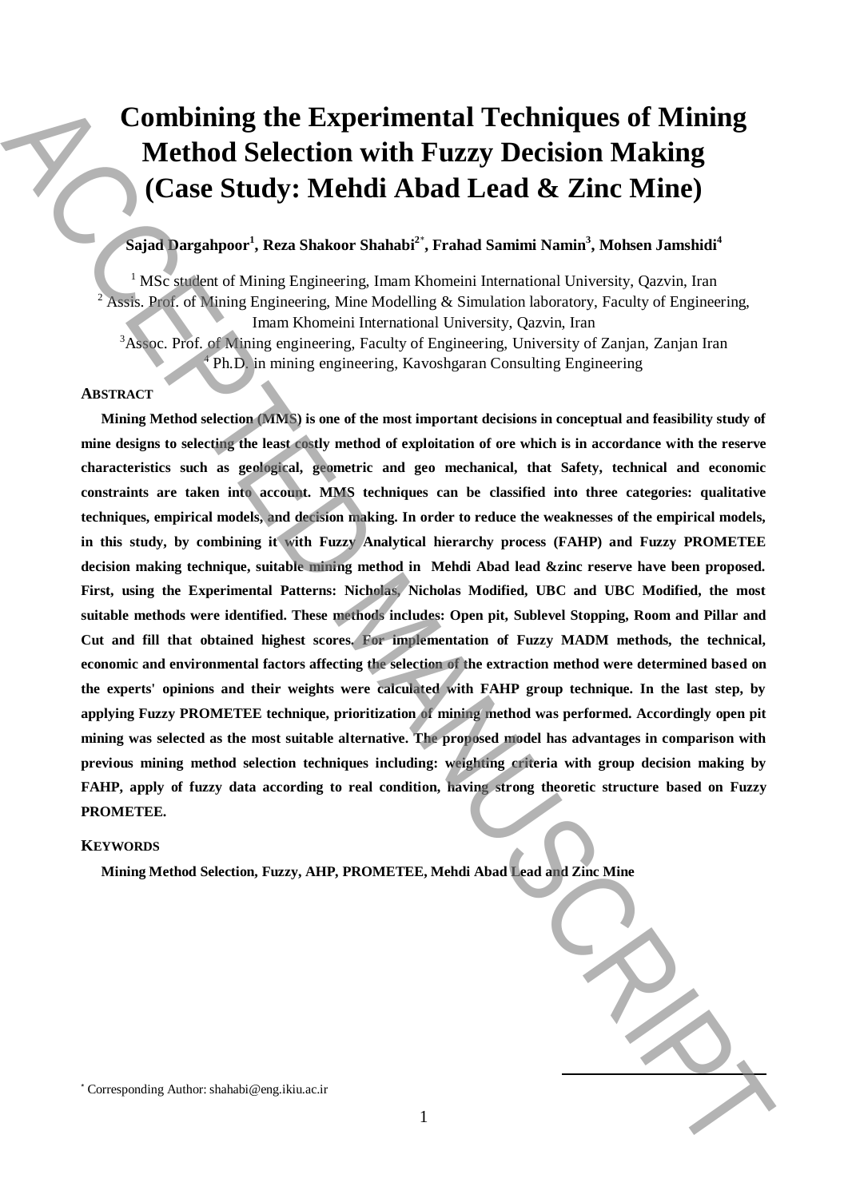# Combining the Experimental Techniques of Mining Method Selection with Fuzzy Decision Making (Case Study: Mehdi Abad Lead & Zinc Mine)

**Sajad Dargahpoor[1], Reza Shakoor Shahabi[2*], Frahad Samimi Namin[3], Mohsen Jamshidi[4]**

[1] MSc student of Mining Engineering, Imam Khomeini International University, Qazvin, Iran
[2] Assis. Prof. of Mining Engineering, Mine Modelling & Simulation laboratory, Faculty of Engineering, Imam Khomeini International University, Qazvin, Iran
[3] Assoc. Prof. of Mining engineering, Faculty of Engineering, University of Zanjan, Zanjan Iran
[4] Ph.D. in mining engineering, Kavoshgaran Consulting Engineering

## Abstract

**Mining Method selection (MMS) is one of the most important decisions in conceptual and feasibility study of mine designs to selecting the least costly method of exploitation of ore which is in accordance with the reserve characteristics such as geological, geometric and geo mechanical, that Safety, technical and economic constraints are taken into account. MMS techniques can be classified into three categories: qualitative techniques, empirical models, and decision making. In order to reduce the weaknesses of the empirical models, in this study, by combining it with Fuzzy Analytical hierarchy process (FAHP) and Fuzzy PROMETEE decision making technique, suitable mining method in Mehdi Abad lead &zinc reserve have been proposed. First, using the Experimental Patterns: Nicholas, Nicholas Modified, UBC and UBC Modified, the most suitable methods were identified. These methods includes: Open pit, Sublevel Stopping, Room and Pillar and Cut and fill that obtained highest scores. For implementation of Fuzzy MADM methods, the technical, economic and environmental factors affecting the selection of the extraction method were determined based on the experts' opinions and their weights were calculated with FAHP group technique. In the last step, by applying Fuzzy PROMETEE technique, prioritization of mining method was performed. Accordingly open pit mining was selected as the most suitable alternative. The proposed model has advantages in comparison with previous mining method selection techniques including: weighting criteria with group decision making by FAHP, apply of fuzzy data according to real condition, having strong theoretic structure based on Fuzzy PROMETEE.**

## Keywords

**Mining Method Selection, Fuzzy, AHP, PROMETEE, Mehdi Abad Lead and Zinc Mine**

[*] Corresponding Author: shahabi@eng.ikiu.ac.ir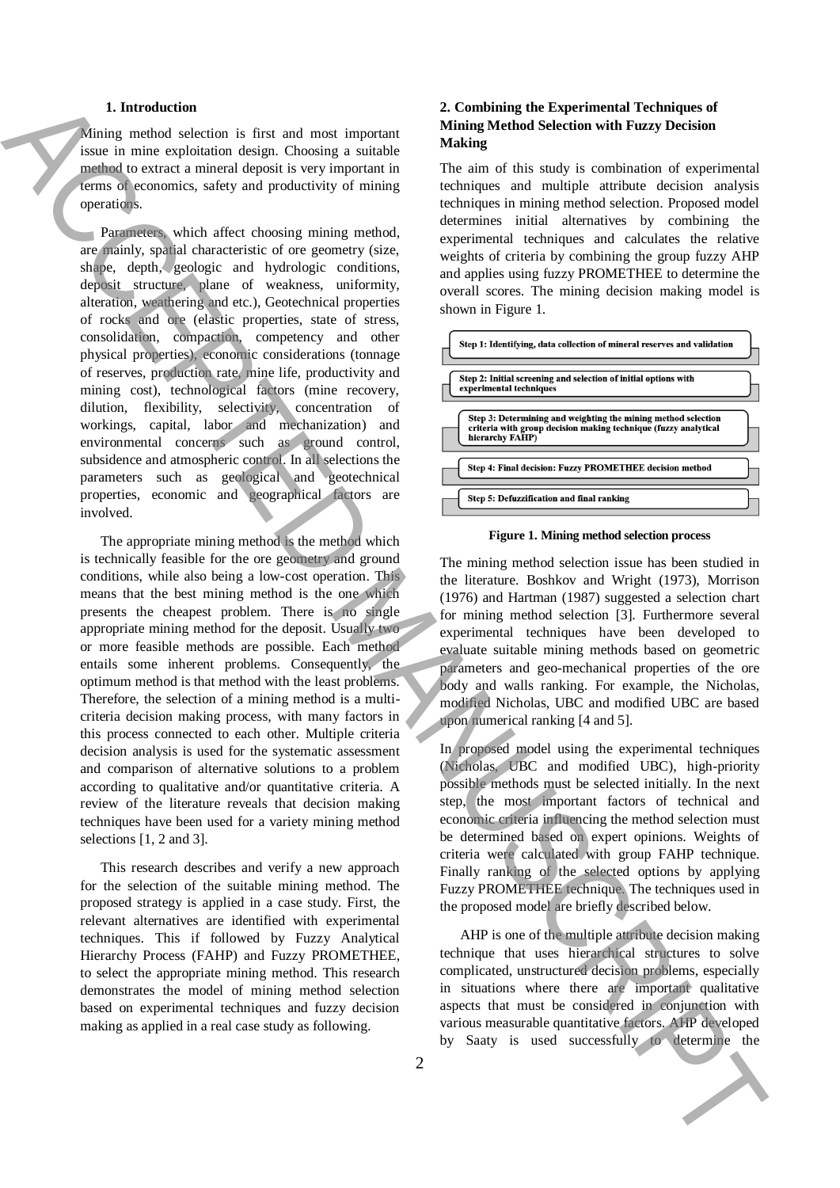## 1. Introduction

Mining method selection is first and most important issue in mine exploitation design. Choosing a suitable method to extract a mineral deposit is very important in terms of economics, safety and productivity of mining operations.

Parameters, which affect choosing mining method, are mainly, spatial characteristic of ore geometry (size, shape, depth, geologic and hydrologic conditions, deposit structure, plane of weakness, uniformity, alteration, weathering and etc.), Geotechnical properties of rocks and ore (elastic properties, state of stress, consolidation, compaction, competency and other physical properties), economic considerations (tonnage of reserves, production rate, mine life, productivity and mining cost), technological factors (mine recovery, dilution, flexibility, selectivity, concentration of workings, capital, labor and mechanization) and environmental concerns such as ground control, subsidence and atmospheric control. In all selections the parameters such as geological and geotechnical properties, economic and geographical factors are involved.

The appropriate mining method is the method which is technically feasible for the ore geometry and ground conditions, while also being a low-cost operation. This means that the best mining method is the one which presents the cheapest problem. There is no single appropriate mining method for the deposit. Usually two or more feasible methods are possible. Each method entails some inherent problems. Consequently, the optimum method is that method with the least problems. Therefore, the selection of a mining method is a multi-criteria decision making process, with many factors in this process connected to each other. Multiple criteria decision analysis is used for the systematic assessment and comparison of alternative solutions to a problem according to qualitative and/or quantitative criteria. A review of the literature reveals that decision making techniques have been used for a variety mining method selections [1, 2 and 3].

This research describes and verify a new approach for the selection of the suitable mining method. The proposed strategy is applied in a case study. First, the relevant alternatives are identified with experimental techniques. This if followed by Fuzzy Analytical Hierarchy Process (FAHP) and Fuzzy PROMETHEE, to select the appropriate mining method. This research demonstrates the model of mining method selection based on experimental techniques and fuzzy decision making as applied in a real case study as following.

## 2. Combining the Experimental Techniques of Mining Method Selection with Fuzzy Decision Making

The aim of this study is combination of experimental techniques and multiple attribute decision analysis techniques in mining method selection. Proposed model determines initial alternatives by combining the experimental techniques and calculates the relative weights of criteria by combining the group fuzzy AHP and applies using fuzzy PROMETHEE to determine the overall scores. The mining decision making model is shown in Figure 1.

Step 1: Identifying, data collection of mineral reserves and validation

Step 2: Initial screening and selection of initial options with experimental techniques

Step 3: Determining and weighting the mining method selection criteria with group decision making technique (fuzzy analytical hierarchy FAHP)

Step 4: Final decision: Fuzzy PROMETHEE decision method

Step 5: Defuzzification and final ranking

**Figure 1. Mining method selection process**

The mining method selection issue has been studied in the literature. Boshkov and Wright (1973), Morrison (1976) and Hartman (1987) suggested a selection chart for mining method selection [3]. Furthermore several experimental techniques have been developed to evaluate suitable mining methods based on geometric parameters and geo-mechanical properties of the ore body and walls ranking. For example, the Nicholas, modified Nicholas, UBC and modified UBC are based upon numerical ranking [4 and 5].

In proposed model using the experimental techniques (Nicholas, UBC and modified UBC), high-priority possible methods must be selected initially. In the next step, the most important factors of technical and economic criteria influencing the method selection must be determined based on expert opinions. Weights of criteria were calculated with group FAHP technique. Finally ranking of the selected options by applying Fuzzy PROMETHEE technique. The techniques used in the proposed model are briefly described below.

AHP is one of the multiple attribute decision making technique that uses hierarchical structures to solve complicated, unstructured decision problems, especially in situations where there are important qualitative aspects that must be considered in conjunction with various measurable quantitative factors. AHP developed by Saaty is used successfully to determine the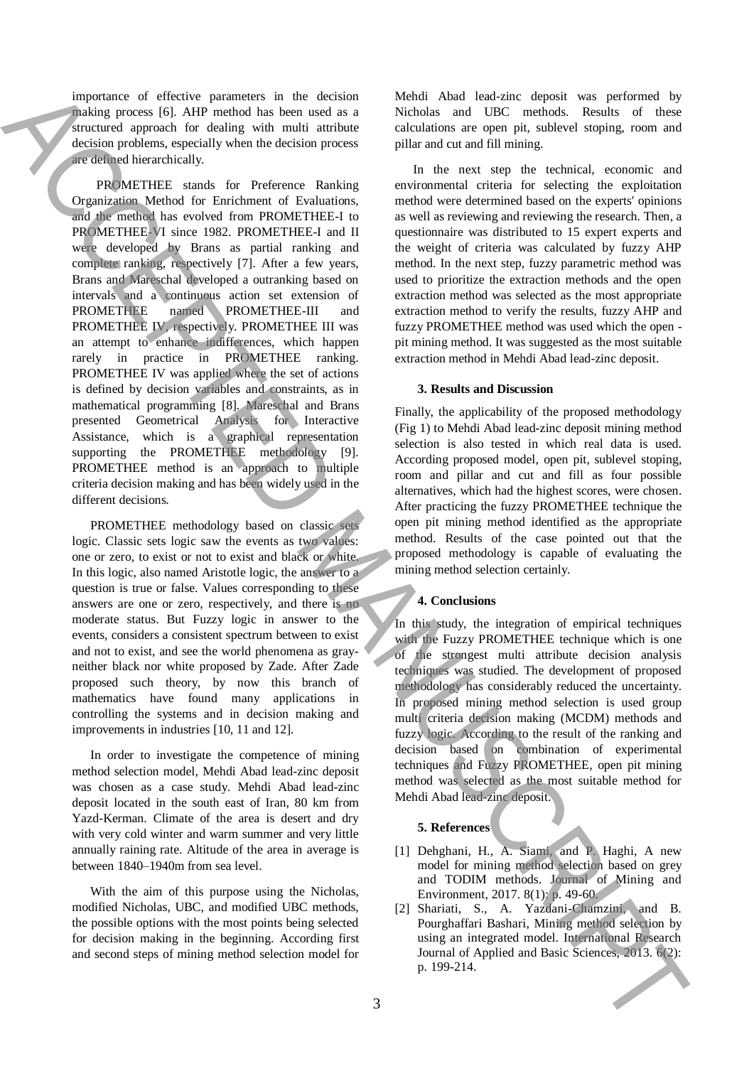importance of effective parameters in the decision making process [6]. AHP method has been used as a structured approach for dealing with multi attribute decision problems, especially when the decision process are defined hierarchically.

PROMETHEE stands for Preference Ranking Organization Method for Enrichment of Evaluations, and the method has evolved from PROMETHEE-I to PROMETHEE-VI since 1982. PROMETHEE-I and II were developed by Brans as partial ranking and complete ranking, respectively [7]. After a few years, Brans and Mareschal developed a outranking based on intervals and a continuous action set extension of PROMETHEE named PROMETHEE-III and PROMETHEE IV, respectively. PROMETHEE III was an attempt to enhance indifferences, which happen rarely in practice in PROMETHEE ranking. PROMETHEE IV was applied where the set of actions is defined by decision variables and constraints, as in mathematical programming [8]. Mareschal and Brans presented Geometrical Analysis for Interactive Assistance, which is a graphical representation supporting the PROMETHEE methodology [9]. PROMETHEE method is an approach to multiple criteria decision making and has been widely used in the different decisions.

PROMETHEE methodology based on classic sets logic. Classic sets logic saw the events as two values: one or zero, to exist or not to exist and black or white. In this logic, also named Aristotle logic, the answer to a question is true or false. Values corresponding to these answers are one or zero, respectively, and there is no moderate status. But Fuzzy logic in answer to the events, considers a consistent spectrum between to exist and not to exist, and see the world phenomena as gray-neither black nor white proposed by Zade. After Zade proposed such theory, by now this branch of mathematics have found many applications in controlling the systems and in decision making and improvements in industries [10, 11 and 12].

In order to investigate the competence of mining method selection model, Mehdi Abad lead-zinc deposit was chosen as a case study. Mehdi Abad lead-zinc deposit located in the south east of Iran, 80 km from Yazd-Kerman. Climate of the area is desert and dry with very cold winter and warm summer and very little annually raining rate. Altitude of the area in average is between 1840–1940m from sea level.

With the aim of this purpose using the Nicholas, modified Nicholas, UBC, and modified UBC methods, the possible options with the most points being selected for decision making in the beginning. According first and second steps of mining method selection model for Mehdi Abad lead-zinc deposit was performed by Nicholas and UBC methods. Results of these calculations are open pit, sublevel stoping, room and pillar and cut and fill mining.

In the next step the technical, economic and environmental criteria for selecting the exploitation method were determined based on the experts' opinions as well as reviewing and reviewing the research. Then, a questionnaire was distributed to 15 expert experts and the weight of criteria was calculated by fuzzy AHP method. In the next step, fuzzy parametric method was used to prioritize the extraction methods and the open extraction method was selected as the most appropriate extraction method to verify the results, fuzzy AHP and fuzzy PROMETHEE method was used which the open - pit mining method. It was suggested as the most suitable extraction method in Mehdi Abad lead-zinc deposit.

### 3. Results and Discussion

Finally, the applicability of the proposed methodology (Fig 1) to Mehdi Abad lead-zinc deposit mining method selection is also tested in which real data is used. According proposed model, open pit, sublevel stoping, room and pillar and cut and fill as four possible alternatives, which had the highest scores, were chosen. After practicing the fuzzy PROMETHEE technique the open pit mining method identified as the appropriate method. Results of the case pointed out that the proposed methodology is capable of evaluating the mining method selection certainly.

### 4. Conclusions

In this study, the integration of empirical techniques with the Fuzzy PROMETHEE technique which is one of the strongest multi attribute decision analysis techniques was studied. The development of proposed methodology has considerably reduced the uncertainty. In proposed mining method selection is used group multi criteria decision making (MCDM) methods and fuzzy logic. According to the result of the ranking and decision based on combination of experimental techniques and Fuzzy PROMETHEE, open pit mining method was selected as the most suitable method for Mehdi Abad lead-zinc deposit.

### 5. References

[1] Dehghani, H., A. Siami, and P. Haghi, A new model for mining method selection based on grey and TODIM methods. Journal of Mining and Environment, 2017. 8(1): p. 49-60.

[2] Shariati, S., A. Yazdani-Chamzini, and B. Pourghaffari Bashari, Mining method selection by using an integrated model. International Research Journal of Applied and Basic Sciences, 2013. 6(2): p. 199-214.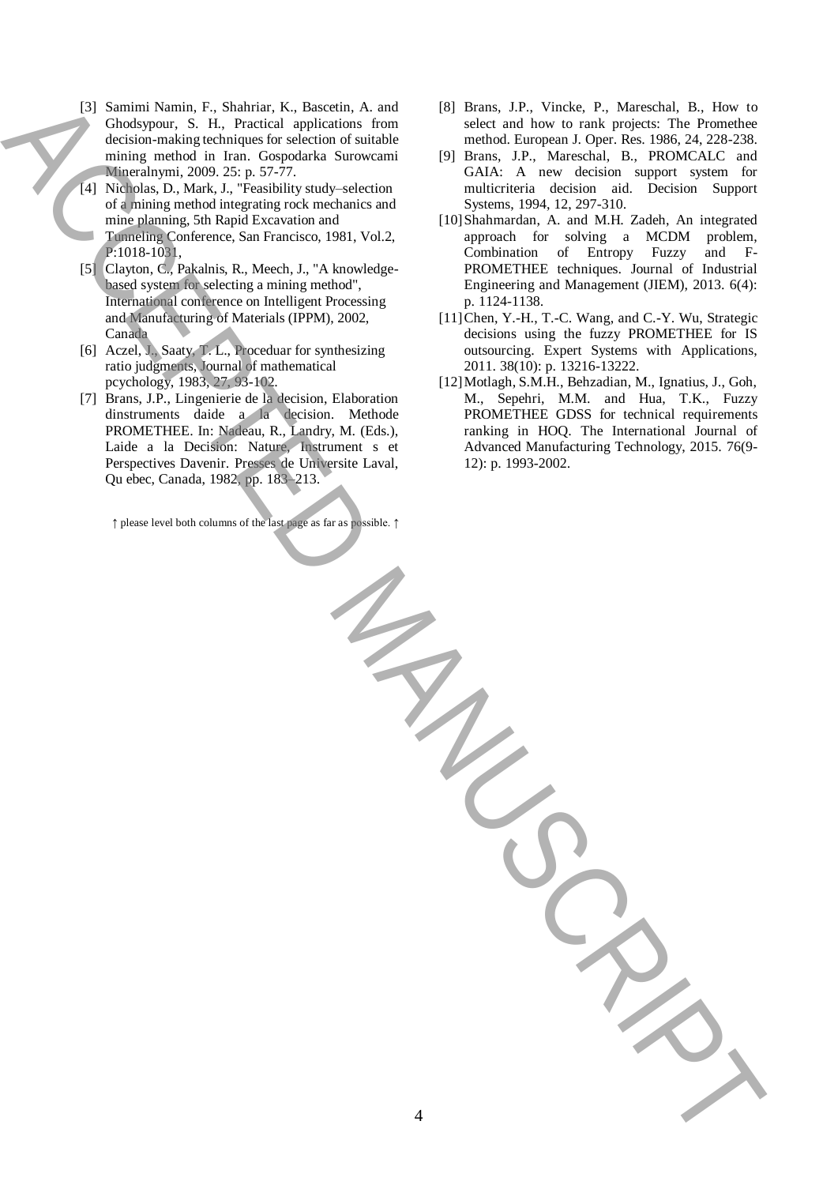[3] Samimi Namin, F., Shahriar, K., Bascetin, A. and Ghodsypour, S. H., Practical applications from decision-making techniques for selection of suitable mining method in Iran. Gospodarka Surowcami Mineralnymi, 2009. 25: p. 57-77.

[4] Nicholas, D., Mark, J., "Feasibility study–selection of a mining method integrating rock mechanics and mine planning, 5th Rapid Excavation and Tunneling Conference, San Francisco, 1981, Vol.2, P:1018-1031,

[5] Clayton, C., Pakalnis, R., Meech, J., "A knowledge-based system for selecting a mining method", International conference on Intelligent Processing and Manufacturing of Materials (IPPM), 2002, Canada

[6] Aczel, J., Saaty, T. L., Proceduar for synthesizing ratio judgments, Journal of mathematical pcychology, 1983, 27, 93-102.

[7] Brans, J.P., Lingenierie de la decision, Elaboration dinstruments daide a la decision. Methode PROMETHEE. In: Nadeau, R., Landry, M. (Eds.), Laide a la Decision: Nature, Instrument s et Perspectives Davenir. Presses de Universite Laval, Qu ebec, Canada, 1982, pp. 183–213.

↑ please level both columns of the last page as far as possible. ↑

[8] Brans, J.P., Vincke, P., Mareschal, B., How to select and how to rank projects: The Promethee method. European J. Oper. Res. 1986, 24, 228-238.

[9] Brans, J.P., Mareschal, B., PROMCALC and GAIA: A new decision support system for multicriteria decision aid. Decision Support Systems, 1994, 12, 297-310.

[10] Shahmardan, A. and M.H. Zadeh, An integrated approach for solving a MCDM problem, Combination of Entropy Fuzzy and F-PROMETHEE techniques. Journal of Industrial Engineering and Management (JIEM), 2013. 6(4): p. 1124-1138.

[11] Chen, Y.-H., T.-C. Wang, and C.-Y. Wu, Strategic decisions using the fuzzy PROMETHEE for IS outsourcing. Expert Systems with Applications, 2011. 38(10): p. 13216-13222.

[12] Motlagh, S.M.H., Behzadian, M., Ignatius, J., Goh, M., Sepehri, M.M. and Hua, T.K., Fuzzy PROMETHEE GDSS for technical requirements ranking in HOQ. The International Journal of Advanced Manufacturing Technology, 2015. 76(9-12): p. 1993-2002.